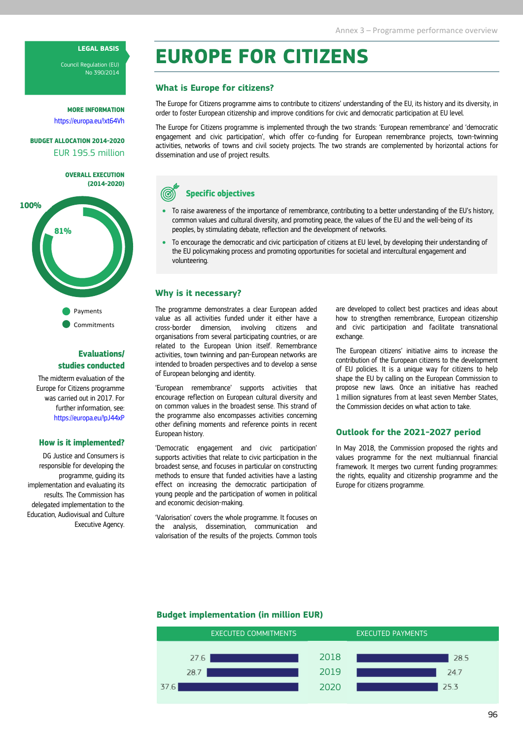# EUROPE FOR CITIZENS

**LEGAL BASIS**

Council Regulation (EU) No 390/2014

**MORE INFORMATION**

https://europa.eu/!xt64Vh

**BUDGET ALLOCATION 2014-2020**

EUR 195.5 million

**OVERALL EXECUTION (2014-2020)**

100%

81%

- Payments
- Commitments

### Evaluations/ studies conducted

The midterm evaluation of the Europe for Citizens programme was carried out in 2017. For further information, see: https://europa.eu/!pJ44xP

### How is it implemented?

DG Justice and Consumers is responsible for developing the programme, guiding its implementation and evaluating its results. The Commission has delegated implementation to the Education, Audiovisual and Culture Executive Agency.

## What is Europe for citizens?

The Europe for Citizens programme aims to contribute to citizens' understanding of the EU, its history and its diversity, in order to foster European citizenship and improve conditions for civic and democratic participation at EU level.

The Europe for Citizens programme is implemented through the two strands: 'European remembrance' and 'democratic engagement and civic participation', which offer co-funding for European remembrance projects, town-twinning activities, networks of towns and civil society projects. The two strands are complemented by horizontal actions for dissemination and use of project results.

### Specific objectives

- To raise awareness of the importance of remembrance, contributing to a better understanding of the EU's history, common values and cultural diversity, and promoting peace, the values of the EU and the well-being of its peoples, by stimulating debate, reflection and the development of networks.
- To encourage the democratic and civic participation of citizens at EU level, by developing their understanding of the EU policymaking process and promoting opportunities for societal and intercultural engagement and volunteering.

## Why is it necessary?

The programme demonstrates a clear European added value as all activities funded under it either have a cross-border dimension, involving citizens and organisations from several participating countries, or are related to the European Union itself. Remembrance activities, town twinning and pan-European networks are intended to broaden perspectives and to develop a sense of European belonging and identity.

'European remembrance' supports activities that encourage reflection on European cultural diversity and on common values in the broadest sense. This strand of the programme also encompasses activities concerning other defining moments and reference points in recent European history.

'Democratic engagement and civic participation' supports activities that relate to civic participation in the broadest sense, and focuses in particular on constructing methods to ensure that funded activities have a lasting effect on increasing the democratic participation of young people and the participation of women in political and economic decision-making.

'Valorisation' covers the whole programme. It focuses on the analysis, dissemination, communication and valorisation of the results of the projects. Common tools are developed to collect best practices and ideas about how to strengthen remembrance, European citizenship and civic participation and facilitate transnational exchange.

The European citizens' initiative aims to increase the contribution of the European citizens to the development of EU policies. It is a unique way for citizens to help shape the EU by calling on the European Commission to propose new laws. Once an initiative has reached 1 million signatures from at least seven Member States, the Commission decides on what action to take.

## Outlook for the 2021-2027 period

In May 2018, the Commission proposed the rights and values programme for the next multiannual financial framework. It merges two current funding programmes: the rights, equality and citizenship programme and the Europe for citizens programme.

## Budget implementation (in million EUR)

| EXECUTED COMMITMENTS | | EXECUTED PAYMENTS |
|---|---|---|
| 27.6 | 2018 | 28.5 |
| 28.7 | 2019 | 24.7 |
| 37.6 | 2020 | 25.3 |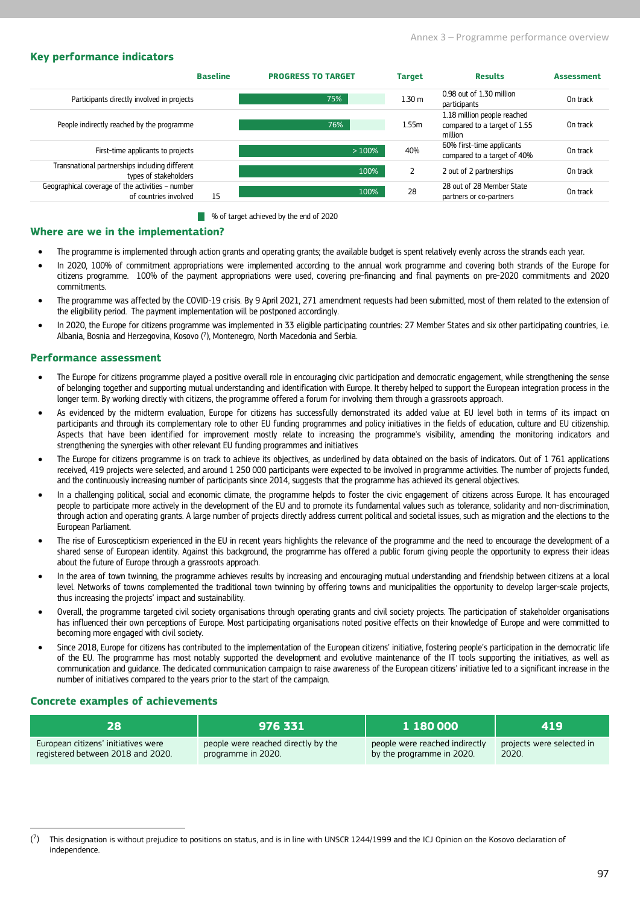## Key performance indicators

| | Baseline | PROGRESS TO TARGET | Target | Results | Assessment |
|---|---|---|---|---|---|
| Participants directly involved in projects | | 75% | 1.30 m | 0.98 out of 1.30 million participants | On track |
| People indirectly reached by the programme | | 76% | 1.55m | 1.18 million people reached compared to a target of 1.55 million | On track |
| First-time applicants to projects | | > 100% | 40% | 60% first-time applicants compared to a target of 40% | On track |
| Transnational partnerships including different types of stakeholders | | 100% | 2 | 2 out of 2 partnerships | On track |
| Geographical coverage of the activities – number of countries involved | 15 | 100% | 28 | 28 out of 28 Member State partners or co-partners | On track |

% of target achieved by the end of 2020

## Where are we in the implementation?

- The programme is implemented through action grants and operating grants; the available budget is spent relatively evenly across the strands each year.
- In 2020, 100% of commitment appropriations were implemented according to the annual work programme and covering both strands of the Europe for citizens programme. 100% of the payment appropriations were used, covering pre-financing and final payments on pre-2020 commitments and 2020 commitments.
- The programme was affected by the COVID-19 crisis. By 9 April 2021, 271 amendment requests had been submitted, most of them related to the extension of the eligibility period. The payment implementation will be postponed accordingly.
- In 2020, the Europe for citizens programme was implemented in 33 eligible participating countries: 27 Member States and six other participating countries, i.e. Albania, Bosnia and Herzegovina, Kosovo [7], Montenegro, North Macedonia and Serbia.

## Performance assessment

- The Europe for citizens programme played a positive overall role in encouraging civic participation and democratic engagement, while strengthening the sense of belonging together and supporting mutual understanding and identification with Europe. It thereby helped to support the European integration process in the longer term. By working directly with citizens, the programme offered a forum for involving them through a grassroots approach.
- As evidenced by the midterm evaluation, Europe for citizens has successfully demonstrated its added value at EU level both in terms of its impact on participants and through its complementary role to other EU funding programmes and policy initiatives in the fields of education, culture and EU citizenship. Aspects that have been identified for improvement mostly relate to increasing the programme's visibility, amending the monitoring indicators and strengthening the synergies with other relevant EU funding programmes and initiatives
- The Europe for citizens programme is on track to achieve its objectives, as underlined by data obtained on the basis of indicators. Out of 1 761 applications received, 419 projects were selected, and around 1 250 000 participants were expected to be involved in programme activities. The number of projects funded, and the continuously increasing number of participants since 2014, suggests that the programme has achieved its general objectives.
- In a challenging political, social and economic climate, the programme helpds to foster the civic engagement of citizens across Europe. It has encouraged people to participate more actively in the development of the EU and to promote its fundamental values such as tolerance, solidarity and non-discrimination, through action and operating grants. A large number of projects directly address current political and societal issues, such as migration and the elections to the European Parliament.
- The rise of Euroscepticism experienced in the EU in recent years highlights the relevance of the programme and the need to encourage the development of a shared sense of European identity. Against this background, the programme has offered a public forum giving people the opportunity to express their ideas about the future of Europe through a grassroots approach.
- In the area of town twinning, the programme achieves results by increasing and encouraging mutual understanding and friendship between citizens at a local level. Networks of towns complemented the traditional town twinning by offering towns and municipalities the opportunity to develop larger-scale projects, thus increasing the projects' impact and sustainability.
- Overall, the programme targeted civil society organisations through operating grants and civil society projects. The participation of stakeholder organisations has influenced their own perceptions of Europe. Most participating organisations noted positive effects on their knowledge of Europe and were committed to becoming more engaged with civil society.
- Since 2018, Europe for citizens has contributed to the implementation of the European citizens' initiative, fostering people's participation in the democratic life of the EU. The programme has most notably supported the development and evolutive maintenance of the IT tools supporting the initiatives, as well as communication and guidance. The dedicated communication campaign to raise awareness of the European citizens' initiative led to a significant increase in the number of initiatives compared to the years prior to the start of the campaign.

## Concrete examples of achievements

| 28 | 976 331 | 1 180 000 | 419 |
|---|---|---|---|
| European citizens' initiatives were registered between 2018 and 2020. | people were reached directly by the programme in 2020. | people were reached indirectly by the programme in 2020. | projects were selected in 2020. |

[7] This designation is without prejudice to positions on status, and is in line with UNSCR 1244/1999 and the ICJ Opinion on the Kosovo declaration of independence.